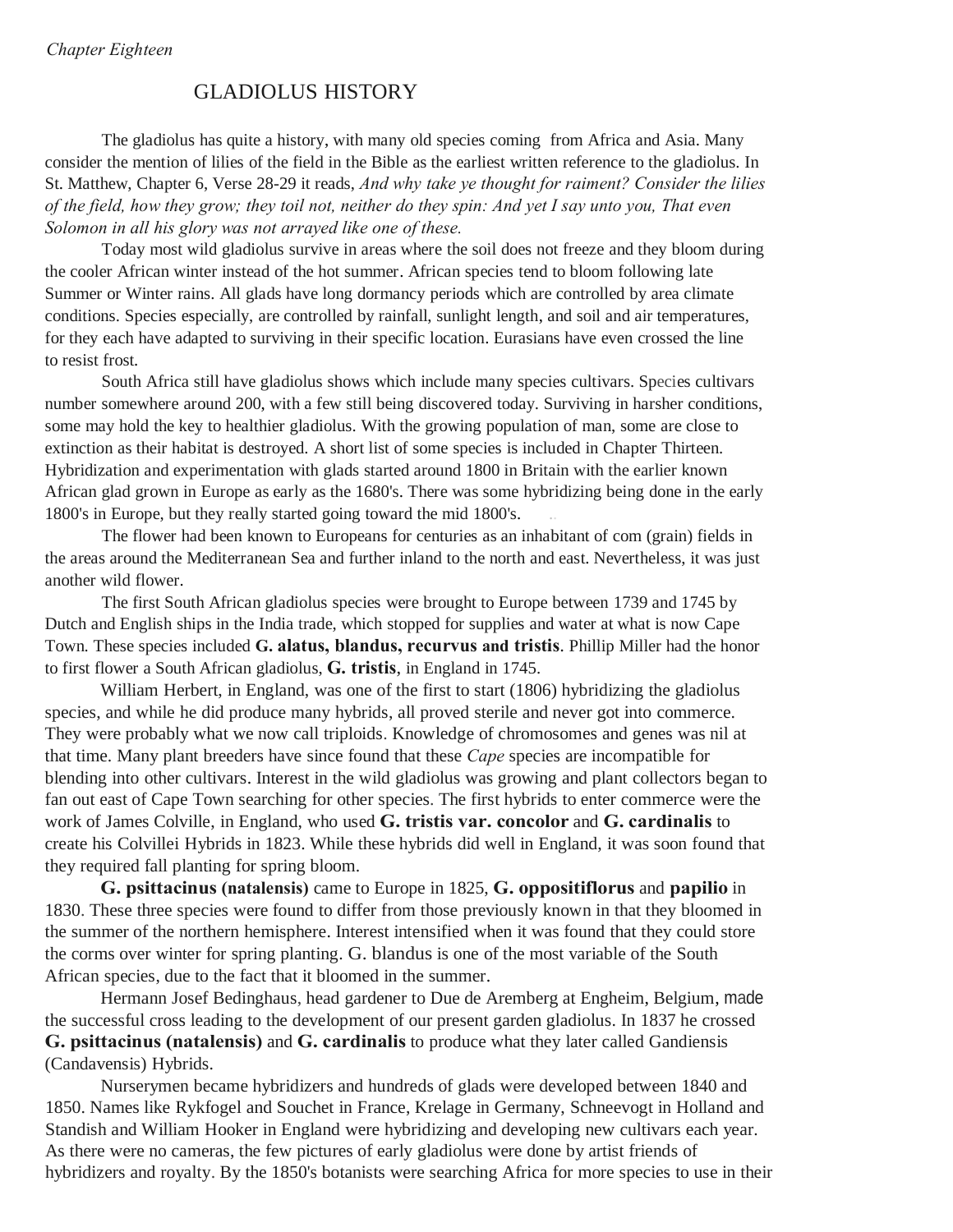*Chapter Eighteen*

# GLADIOLUS HISTORY

The gladiolus has quite a history, with many old species coming from Africa and Asia. Many consider the mention of lilies of the field in the Bible as the earliest written reference to the gladiolus. In St. Matthew, Chapter 6, Verse 28-29 it reads, *And why take ye thought for raiment? Consider the lilies of the field, how they grow; they toil not, neither do they spin: And yet I say unto you, That even Solomon in all his glory was not arrayed like one of these.*

Today most wild gladiolus survive in areas where the soil does not freeze and they bloom during the cooler African winter instead of the hot summer. African species tend to bloom following late Summer or Winter rains. All glads have long dormancy periods which are controlled by area climate conditions. Species especially, are controlled by rainfall, sunlight length, and soil and air temperatures, for they each have adapted to surviving in their specific location. Eurasians have even crossed the line to resist frost.

South Africa still have gladiolus shows which include many species cultivars. Species cultivars number somewhere around 200, with a few still being discovered today. Surviving in harsher conditions, some may hold the key to healthier gladiolus. With the growing population of man, some are close to extinction as their habitat is destroyed. A short list of some species is included in Chapter Thirteen. Hybridization and experimentation with glads started around 1800 in Britain with the earlier known African glad grown in Europe as early as the 1680's. There was some hybridizing being done in the early 1800's in Europe, but they really started going toward the mid 1800's.

The flower had been known to Europeans for centuries as an inhabitant of com (grain) fields in the areas around the Mediterranean Sea and further inland to the north and east. Nevertheless, it was just another wild flower.

The first South African gladiolus species were brought to Europe between 1739 and 1745 by Dutch and English ships in the India trade, which stopped for supplies and water at what is now Cape Town. These species included **G. alatus, blandus, recurvus and tristis**. Phillip Miller had the honor to first flower a South African gladiolus, **G. tristis**, in England in 1745.

William Herbert, in England, was one of the first to start (1806) hybridizing the gladiolus species, and while he did produce many hybrids, all proved sterile and never got into commerce. They were probably what we now call triploids. Knowledge of chromosomes and genes was nil at that time. Many plant breeders have since found that these *Cape* species are incompatible for blending into other cultivars. Interest in the wild gladiolus was growing and plant collectors began to fan out east of Cape Town searching for other species. The first hybrids to enter commerce were the work of James Colville, in England, who used **G. tristis var. concolor** and **G. cardinalis** to create his Colvillei Hybrids in 1823. While these hybrids did well in England, it was soon found that they required fall planting for spring bloom.

**G. psittacinus (natalensis)** came to Europe in 1825, **G. oppositiflorus** and **papilio** in 1830. These three species were found to differ from those previously known in that they bloomed in the summer of the northern hemisphere. Interest intensified when it was found that they could store the corms over winter for spring planting. G. blandus is one of the most variable of the South African species, due to the fact that it bloomed in the summer.

Hermann Josef Bedinghaus, head gardener to Due de Aremberg at Engheim, Belgium, made the successful cross leading to the development of our present garden gladiolus. In 1837 he crossed **G. psittacinus (natalensis)** and **G. cardinalis** to produce what they later called Gandiensis (Candavensis) Hybrids.

Nurserymen became hybridizers and hundreds of glads were developed between 1840 and 1850. Names like Rykfogel and Souchet in France, Krelage in Germany, Schneevogt in Holland and Standish and William Hooker in England were hybridizing and developing new cultivars each year. As there were no cameras, the few pictures of early gladiolus were done by artist friends of hybridizers and royalty. By the 1850's botanists were searching Africa for more species to use in their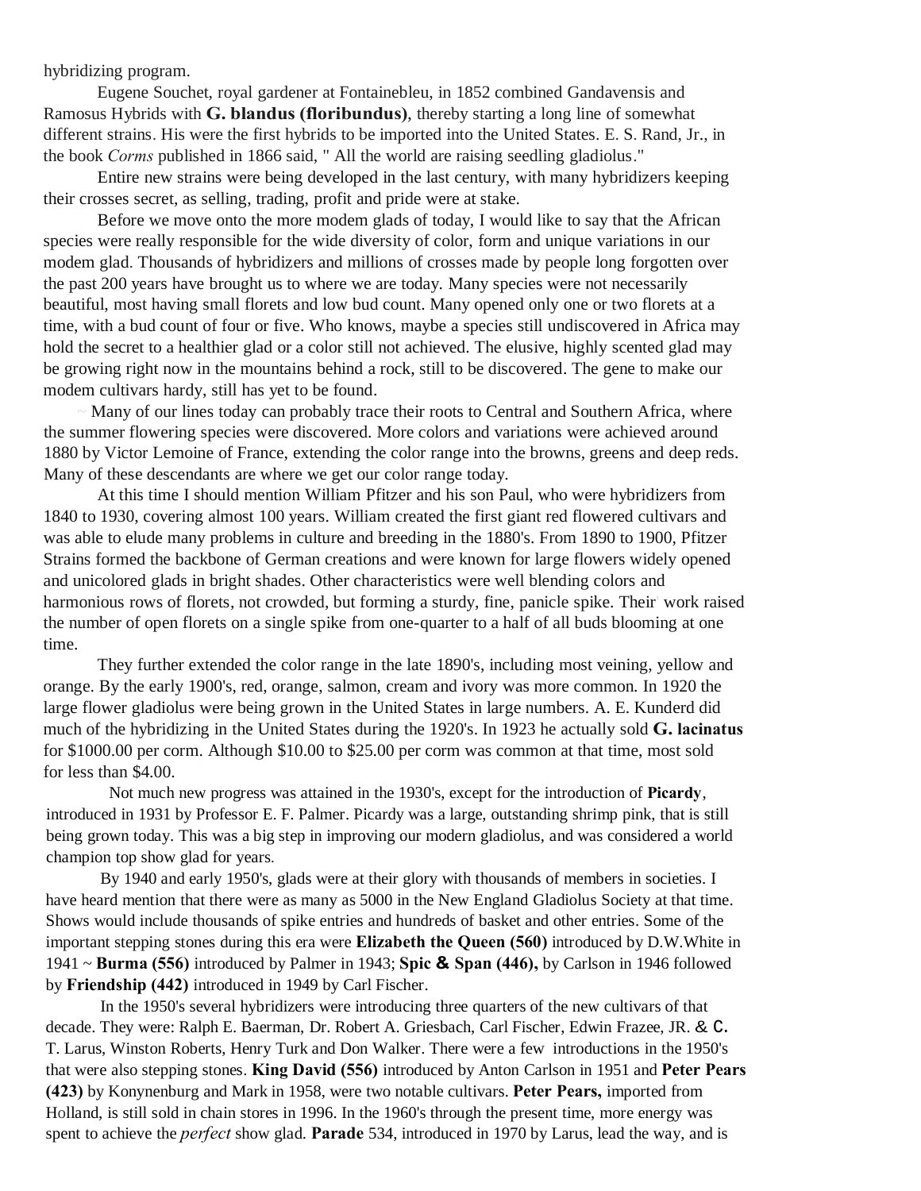hybridizing program.

Eugene Souchet, royal gardener at Fontainebleu, in 1852 combined Gandavensis and Ramosus Hybrids with **G. blandus (floribundus)**, thereby starting a long line of somewhat different strains. His were the first hybrids to be imported into the United States. E. S. Rand, Jr., in the book *Corms* published in 1866 said, " All the world are raising seedling gladiolus."

Entire new strains were being developed in the last century, with many hybridizers keeping their crosses secret, as selling, trading, profit and pride were at stake.

Before we move onto the more modem glads of today, I would like to say that the African species were really responsible for the wide diversity of color, form and unique variations in our modem glad. Thousands of hybridizers and millions of crosses made by people long forgotten over the past 200 years have brought us to where we are today. Many species were not necessarily beautiful, most having small florets and low bud count. Many opened only one or two florets at a time, with a bud count of four or five. Who knows, maybe a species still undiscovered in Africa may hold the secret to a healthier glad or a color still not achieved. The elusive, highly scented glad may be growing right now in the mountains behind a rock, still to be discovered. The gene to make our modem cultivars hardy, still has yet to be found.

Many of our lines today can probably trace their roots to Central and Southern Africa, where the summer flowering species were discovered. More colors and variations were achieved around 1880 by Victor Lemoine of France, extending the color range into the browns, greens and deep reds. Many of these descendants are where we get our color range today.

At this time I should mention William Pfitzer and his son Paul, who were hybridizers from 1840 to 1930, covering almost 100 years. William created the first giant red flowered cultivars and was able to elude many problems in culture and breeding in the 1880's. From 1890 to 1900, Pfitzer Strains formed the backbone of German creations and were known for large flowers widely opened and unicolored glads in bright shades. Other characteristics were well blending colors and harmonious rows of florets, not crowded, but forming a sturdy, fine, panicle spike. Their work raised the number of open florets on a single spike from one-quarter to a half of all buds blooming at one time.

They further extended the color range in the late 1890's, including most veining, yellow and orange. By the early 1900's, red, orange, salmon, cream and ivory was more common. In 1920 the large flower gladiolus were being grown in the United States in large numbers. A. E. Kunderd did much of the hybridizing in the United States during the 1920's. In 1923 he actually sold **G. lacinatus** for $1000.00 per corm. Although $10.00 to $25.00 per corm was common at that time, most sold for less than $4.00.

Not much new progress was attained in the 1930's, except for the introduction of **Picardy**, introduced in 1931 by Professor E. F. Palmer. Picardy was a large, outstanding shrimp pink, that is still being grown today. This was a big step in improving our modern gladiolus, and was considered a world champion top show glad for years.

By 1940 and early 1950's, glads were at their glory with thousands of members in societies. I have heard mention that there were as many as 5000 in the New England Gladiolus Society at that time. Shows would include thousands of spike entries and hundreds of basket and other entries. Some of the important stepping stones during this era were **Elizabeth the Queen (560)** introduced by D.W.White in 1941 ~ **Burma (556)** introduced by Palmer in 1943; **Spic & Span (446),** by Carlson in 1946 followed by **Friendship (442)** introduced in 1949 by Carl Fischer.

In the 1950's several hybridizers were introducing three quarters of the new cultivars of that decade. They were: Ralph E. Baerman, Dr. Robert A. Griesbach, Carl Fischer, Edwin Frazee, JR. & C. T. Larus, Winston Roberts, Henry Turk and Don Walker. There were a few introductions in the 1950's that were also stepping stones. **King David (556)** introduced by Anton Carlson in 1951 and **Peter Pears (423)** by Konynenburg and Mark in 1958, were two notable cultivars. **Peter Pears,** imported from Holland, is still sold in chain stores in 1996. In the 1960's through the present time, more energy was spent to achieve the *perfect* show glad. **Parade** 534, introduced in 1970 by Larus, lead the way, and is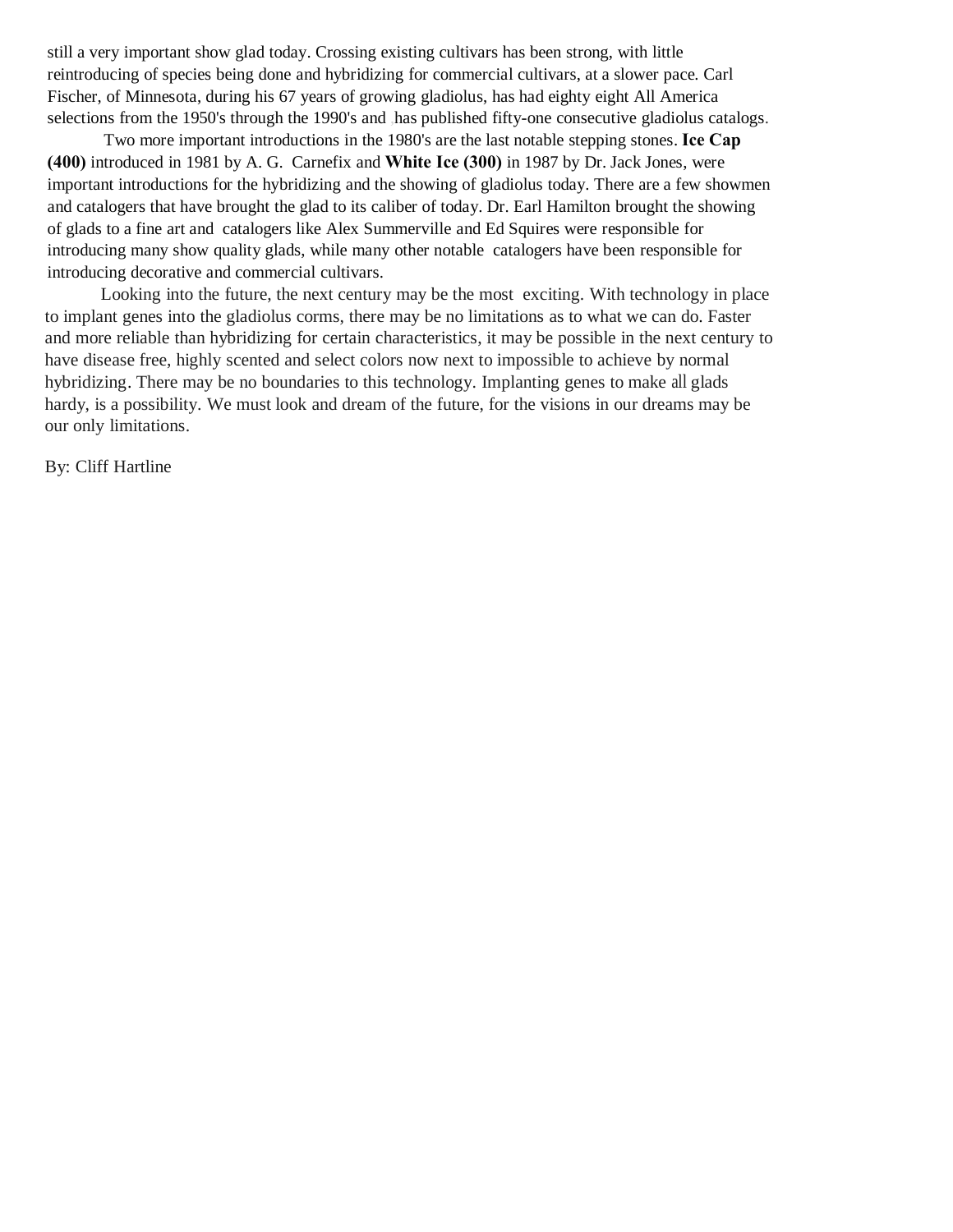still a very important show glad today. Crossing existing cultivars has been strong, with little reintroducing of species being done and hybridizing for commercial cultivars, at a slower pace. Carl Fischer, of Minnesota, during his 67 years of growing gladiolus, has had eighty eight All America selections from the 1950's through the 1990's and has published fifty-one consecutive gladiolus catalogs.

Two more important introductions in the 1980's are the last notable stepping stones. **Ice Cap (400)** introduced in 1981 by A. G. Carnefix and **White Ice (300)** in 1987 by Dr. Jack Jones, were important introductions for the hybridizing and the showing of gladiolus today. There are a few showmen and catalogers that have brought the glad to its caliber of today. Dr. Earl Hamilton brought the showing of glads to a fine art and catalogers like Alex Summerville and Ed Squires were responsible for introducing many show quality glads, while many other notable catalogers have been responsible for introducing decorative and commercial cultivars.

Looking into the future, the next century may be the most exciting. With technology in place to implant genes into the gladiolus corms, there may be no limitations as to what we can do. Faster and more reliable than hybridizing for certain characteristics, it may be possible in the next century to have disease free, highly scented and select colors now next to impossible to achieve by normal hybridizing. There may be no boundaries to this technology. Implanting genes to make all glads hardy, is a possibility. We must look and dream of the future, for the visions in our dreams may be our only limitations.

By: Cliff Hartline